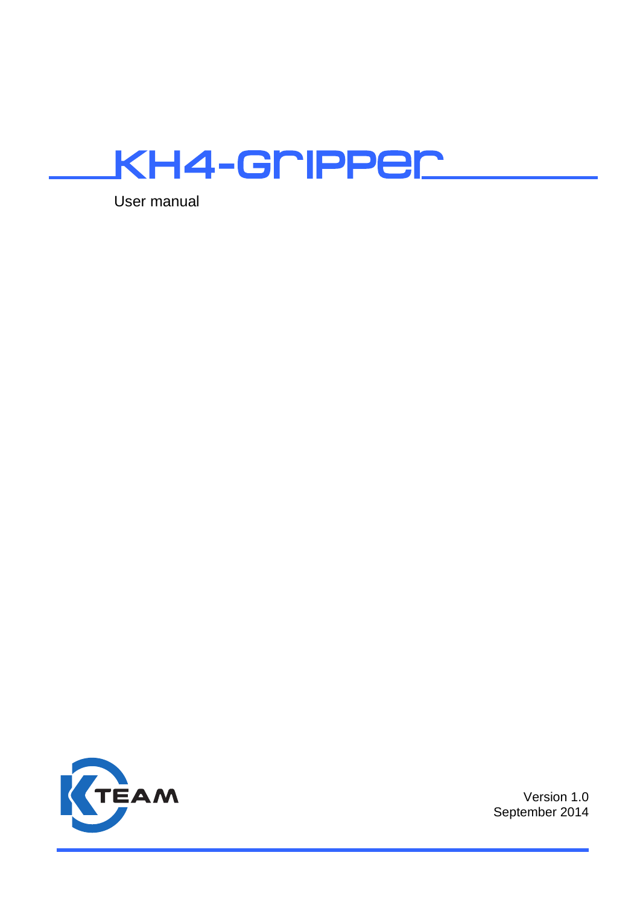# KH4-Gripper

User manual

K-TEAM

Version 1.0
September 2014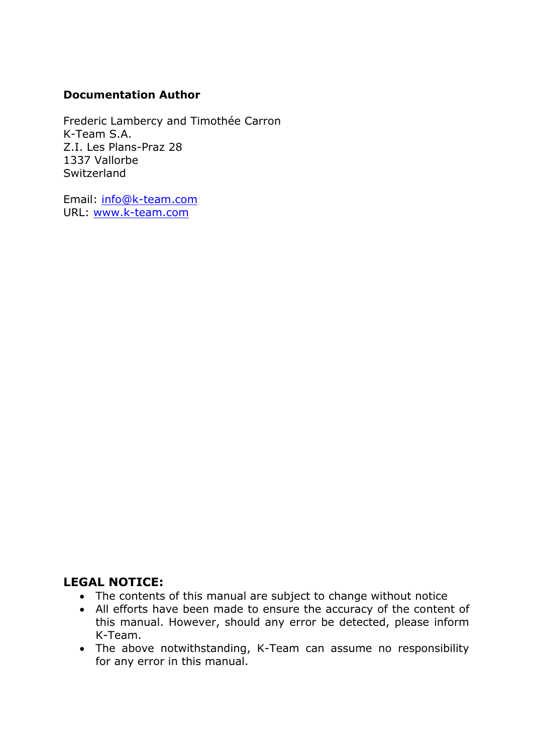**Documentation Author**

Frederic Lambercy and Timothée Carron
K-Team S.A.
Z.I. Les Plans-Praz 28
1337 Vallorbe
Switzerland

Email: [info@k-team.com](mailto:info@k-team.com)
URL: [www.k-team.com](http://www.k-team.com)

**LEGAL NOTICE:**

- The contents of this manual are subject to change without notice
- All efforts have been made to ensure the accuracy of the content of this manual. However, should any error be detected, please inform K-Team.
- The above notwithstanding, K-Team can assume no responsibility for any error in this manual.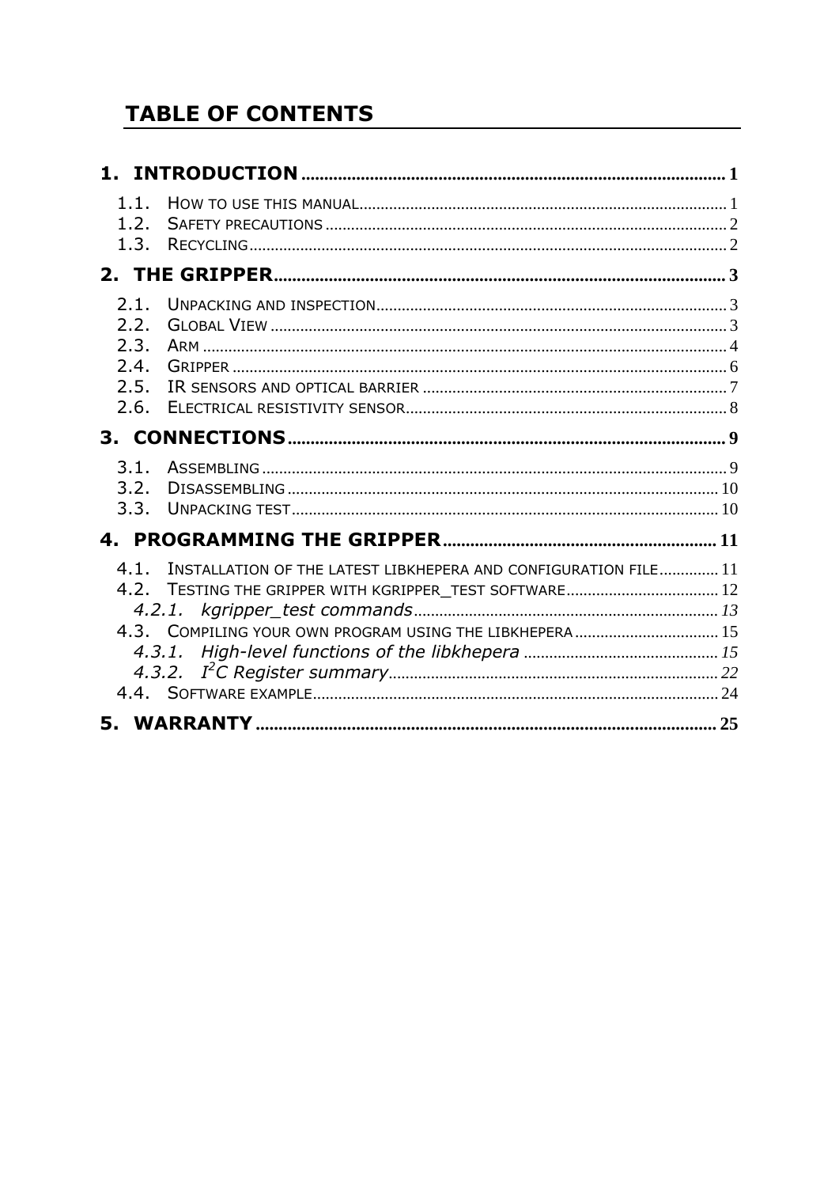# TABLE OF CONTENTS

**1. INTRODUCTION** .......... 1

- 1.1. HOW TO USE THIS MANUAL .......... 1
- 1.2. SAFETY PRECAUTIONS .......... 2
- 1.3. RECYCLING .......... 2

**2. THE GRIPPER** .......... 3

- 2.1. UNPACKING AND INSPECTION .......... 3
- 2.2. GLOBAL VIEW .......... 3
- 2.3. ARM .......... 4
- 2.4. GRIPPER .......... 6
- 2.5. IR SENSORS AND OPTICAL BARRIER .......... 7
- 2.6. ELECTRICAL RESISTIVITY SENSOR .......... 8

**3. CONNECTIONS** .......... 9

- 3.1. ASSEMBLING .......... 9
- 3.2. DISASSEMBLING .......... 10
- 3.3. UNPACKING TEST .......... 10

**4. PROGRAMMING THE GRIPPER** .......... 11

- 4.1. INSTALLATION OF THE LATEST LIBKHEPERA AND CONFIGURATION FILE .......... 11
- 4.2. TESTING THE GRIPPER WITH KGRIPPER_TEST SOFTWARE .......... 12
  - *4.2.1. kgripper_test commands* .......... 13
- 4.3. COMPILING YOUR OWN PROGRAM USING THE LIBKHEPERA .......... 15
  - *4.3.1. High-level functions of the libkhepera* .......... 15
  - *4.3.2. $I^2C$ Register summary* .......... 22
- 4.4. SOFTWARE EXAMPLE .......... 24

**5. WARRANTY** .......... 25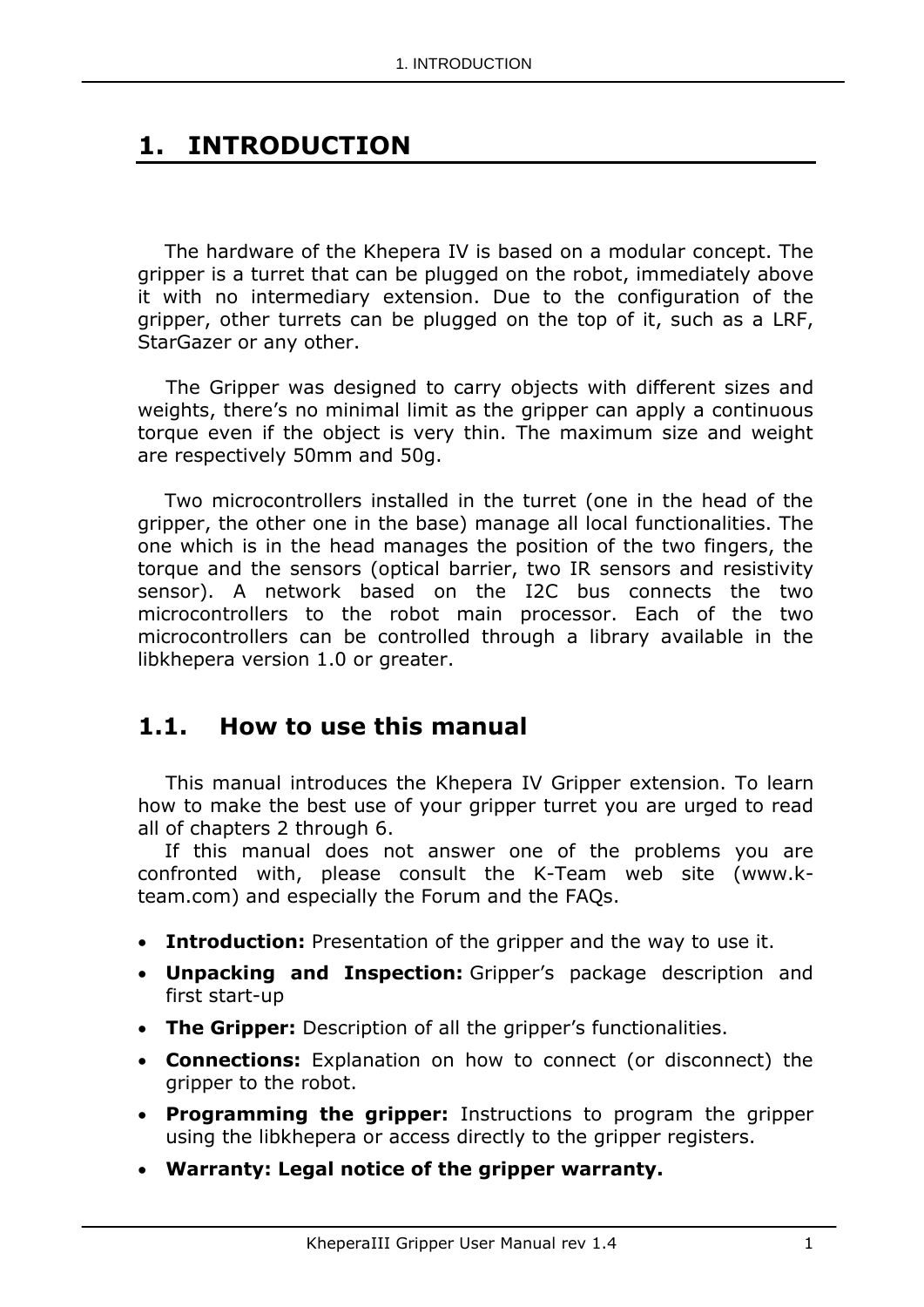# 1. INTRODUCTION

The hardware of the Khepera IV is based on a modular concept. The gripper is a turret that can be plugged on the robot, immediately above it with no intermediary extension. Due to the configuration of the gripper, other turrets can be plugged on the top of it, such as a LRF, StarGazer or any other.

The Gripper was designed to carry objects with different sizes and weights, there's no minimal limit as the gripper can apply a continuous torque even if the object is very thin. The maximum size and weight are respectively 50mm and 50g.

Two microcontrollers installed in the turret (one in the head of the gripper, the other one in the base) manage all local functionalities. The one which is in the head manages the position of the two fingers, the torque and the sensors (optical barrier, two IR sensors and resistivity sensor). A network based on the I2C bus connects the two microcontrollers to the robot main processor. Each of the two microcontrollers can be controlled through a library available in the libkhepera version 1.0 or greater.

## 1.1. How to use this manual

This manual introduces the Khepera IV Gripper extension. To learn how to make the best use of your gripper turret you are urged to read all of chapters 2 through 6.

If this manual does not answer one of the problems you are confronted with, please consult the K-Team web site (www.k-team.com) and especially the Forum and the FAQs.

- **Introduction:** Presentation of the gripper and the way to use it.
- **Unpacking and Inspection:** Gripper's package description and first start-up
- **The Gripper:** Description of all the gripper's functionalities.
- **Connections:** Explanation on how to connect (or disconnect) the gripper to the robot.
- **Programming the gripper:** Instructions to program the gripper using the libkhepera or access directly to the gripper registers.
- **Warranty: Legal notice of the gripper warranty.**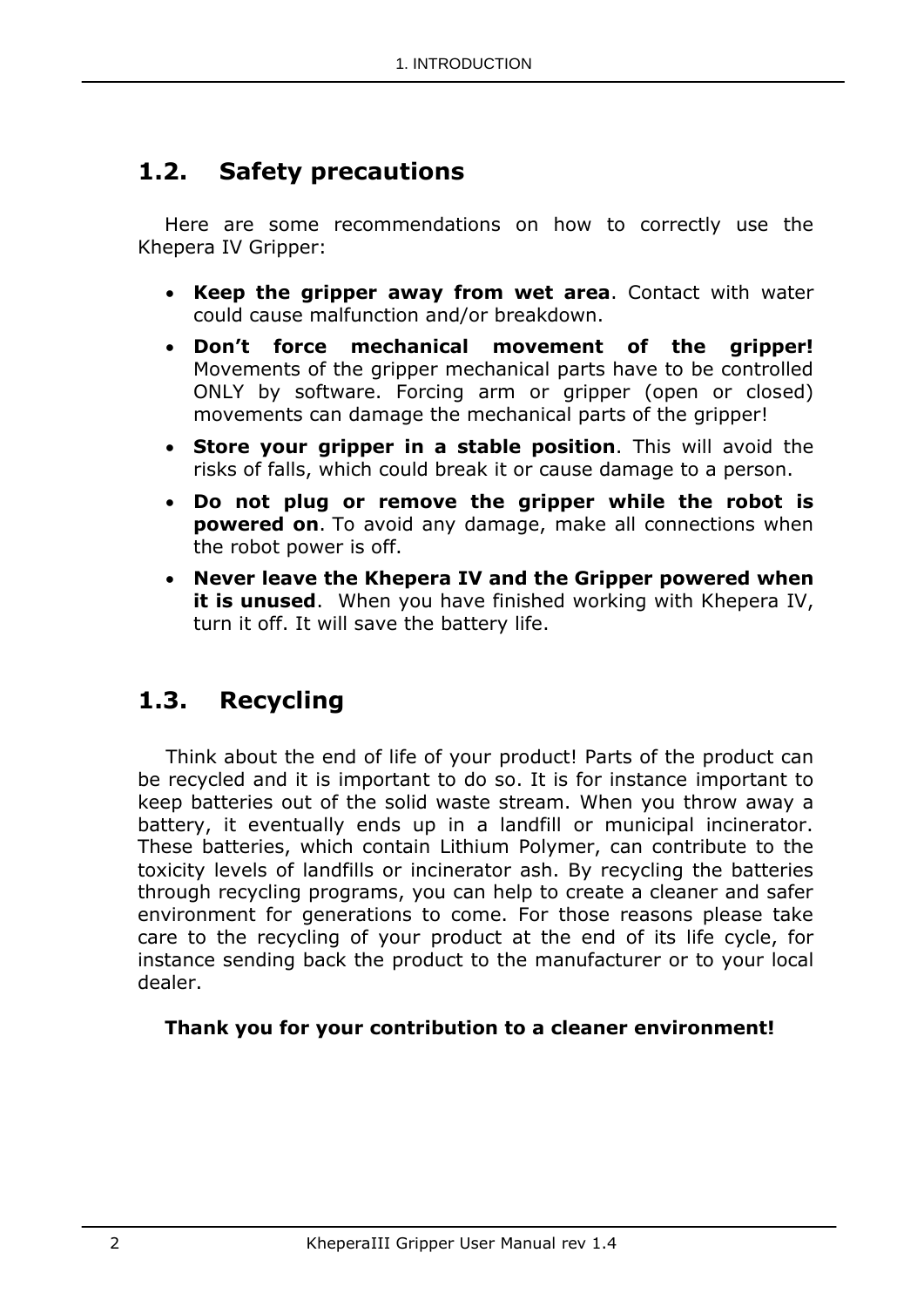## 1.2. Safety precautions

Here are some recommendations on how to correctly use the Khepera IV Gripper:

- **Keep the gripper away from wet area**. Contact with water could cause malfunction and/or breakdown.
- **Don't force mechanical movement of the gripper!** Movements of the gripper mechanical parts have to be controlled ONLY by software. Forcing arm or gripper (open or closed) movements can damage the mechanical parts of the gripper!
- **Store your gripper in a stable position**. This will avoid the risks of falls, which could break it or cause damage to a person.
- **Do not plug or remove the gripper while the robot is powered on**. To avoid any damage, make all connections when the robot power is off.
- **Never leave the Khepera IV and the Gripper powered when it is unused**. When you have finished working with Khepera IV, turn it off. It will save the battery life.

## 1.3. Recycling

Think about the end of life of your product! Parts of the product can be recycled and it is important to do so. It is for instance important to keep batteries out of the solid waste stream. When you throw away a battery, it eventually ends up in a landfill or municipal incinerator. These batteries, which contain Lithium Polymer, can contribute to the toxicity levels of landfills or incinerator ash. By recycling the batteries through recycling programs, you can help to create a cleaner and safer environment for generations to come. For those reasons please take care to the recycling of your product at the end of its life cycle, for instance sending back the product to the manufacturer or to your local dealer.

**Thank you for your contribution to a cleaner environment!**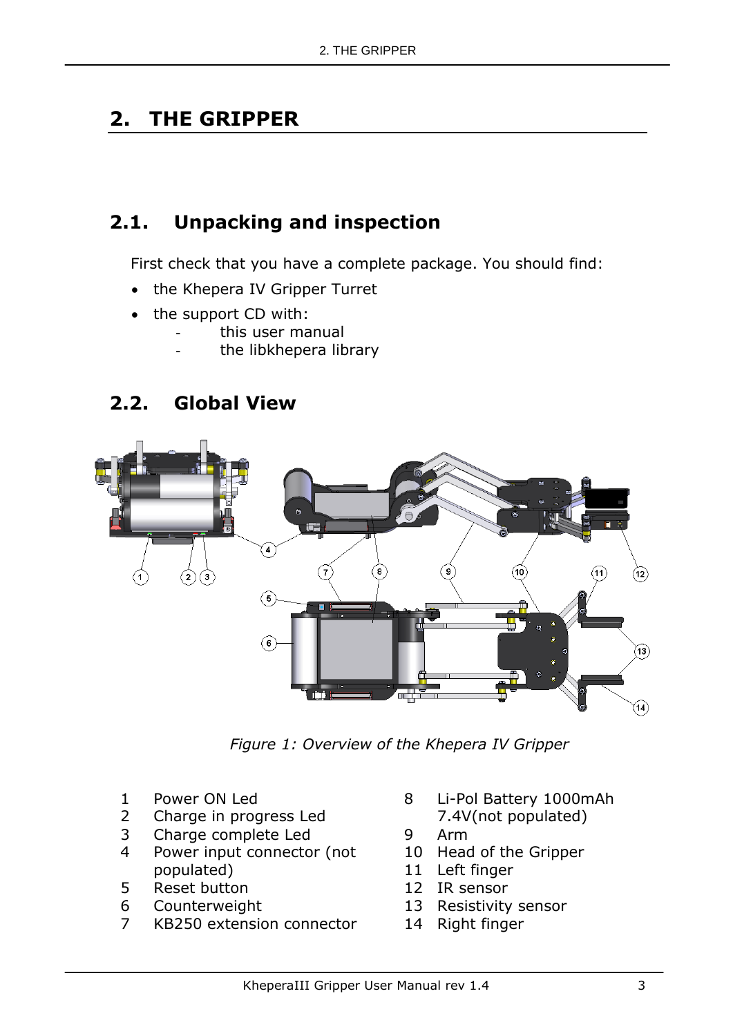# 2. THE GRIPPER

## 2.1. Unpacking and inspection

First check that you have a complete package. You should find:

- the Khepera IV Gripper Turret
- the support CD with:
  - this user manual
  - the libkhepera library

## 2.2. Global View

*Figure 1: Overview of the Khepera IV Gripper*

1. Power ON Led
2. Charge in progress Led
3. Charge complete Led
4. Power input connector (not populated)
5. Reset button
6. Counterweight
7. KB250 extension connector
8. Li-Pol Battery 1000mAh 7.4V(not populated)
9. Arm
10. Head of the Gripper
11. Left finger
12. IR sensor
13. Resistivity sensor
14. Right finger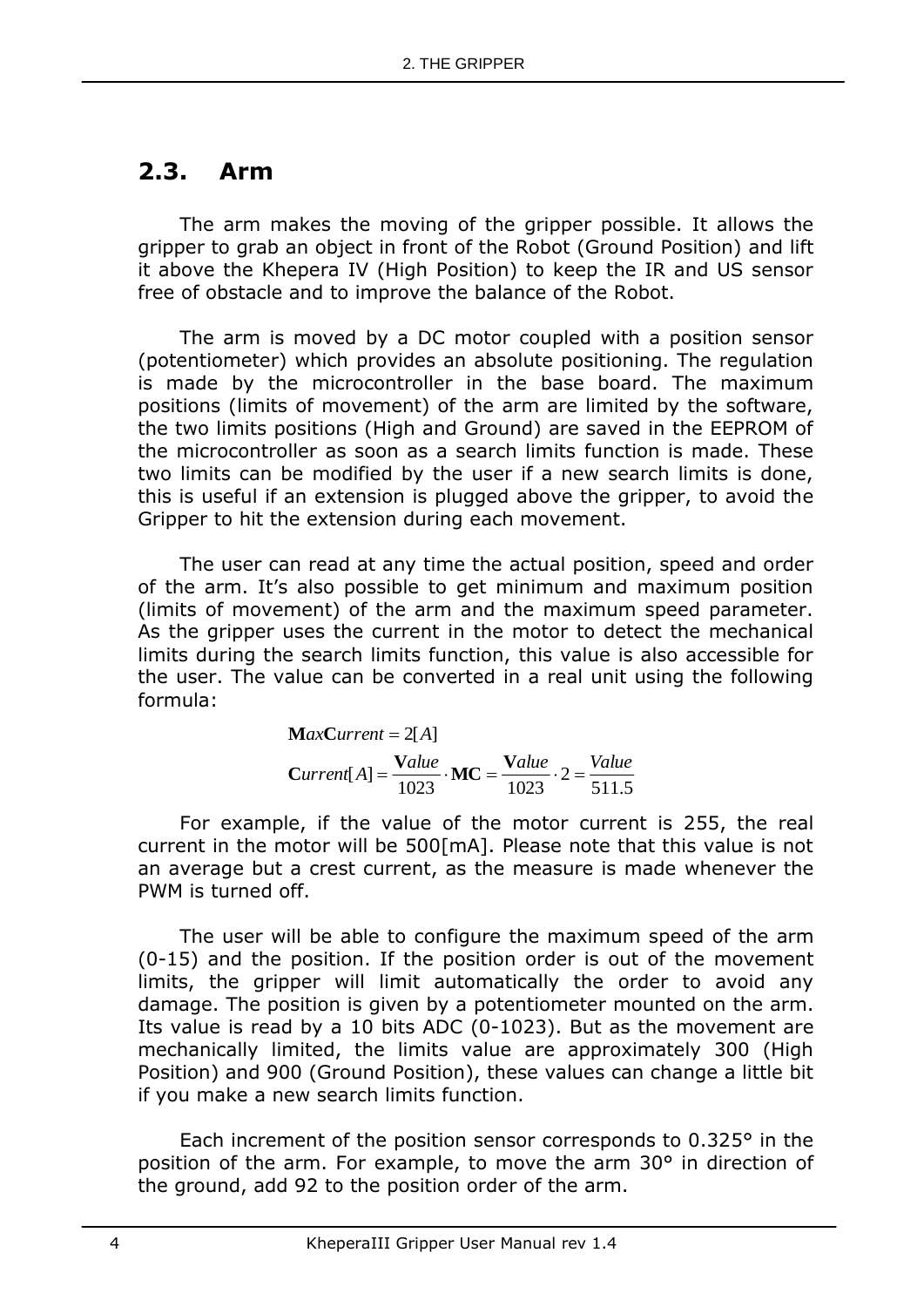## 2.3. Arm

The arm makes the moving of the gripper possible. It allows the gripper to grab an object in front of the Robot (Ground Position) and lift it above the Khepera IV (High Position) to keep the IR and US sensor free of obstacle and to improve the balance of the Robot.

The arm is moved by a DC motor coupled with a position sensor (potentiometer) which provides an absolute positioning. The regulation is made by the microcontroller in the base board. The maximum positions (limits of movement) of the arm are limited by the software, the two limits positions (High and Ground) are saved in the EEPROM of the microcontroller as soon as a search limits function is made. These two limits can be modified by the user if a new search limits is done, this is useful if an extension is plugged above the gripper, to avoid the Gripper to hit the extension during each movement.

The user can read at any time the actual position, speed and order of the arm. It's also possible to get minimum and maximum position (limits of movement) of the arm and the maximum speed parameter. As the gripper uses the current in the motor to detect the mechanical limits during the search limits function, this value is also accessible for the user. The value can be converted in a real unit using the following formula:

$$\mathbf{M}ax\mathbf{C}urrent = 2[A]$$

$$\mathbf{C}urrent[A] = \frac{\mathbf{V}alue}{1023} \cdot \mathbf{MC} = \frac{\mathbf{V}alue}{1023} \cdot 2 = \frac{Value}{511.5}$$

For example, if the value of the motor current is 255, the real current in the motor will be 500[mA]. Please note that this value is not an average but a crest current, as the measure is made whenever the PWM is turned off.

The user will be able to configure the maximum speed of the arm (0-15) and the position. If the position order is out of the movement limits, the gripper will limit automatically the order to avoid any damage. The position is given by a potentiometer mounted on the arm. Its value is read by a 10 bits ADC (0-1023). But as the movement are mechanically limited, the limits value are approximately 300 (High Position) and 900 (Ground Position), these values can change a little bit if you make a new search limits function.

Each increment of the position sensor corresponds to 0.325° in the position of the arm. For example, to move the arm 30° in direction of the ground, add 92 to the position order of the arm.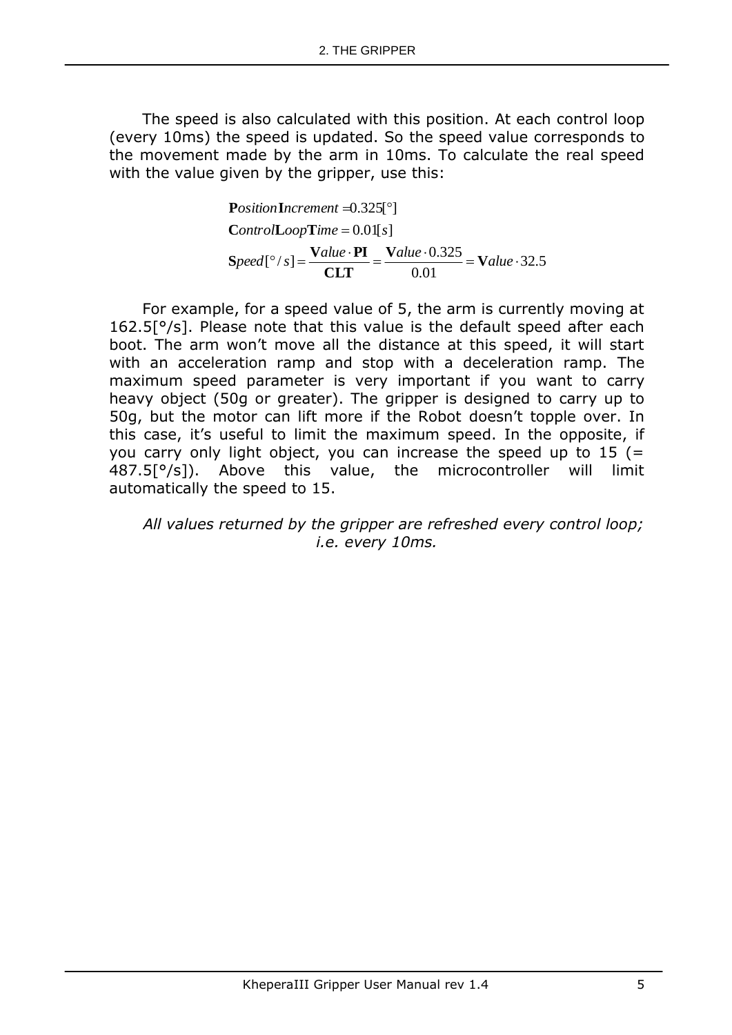The speed is also calculated with this position. At each control loop (every 10ms) the speed is updated. So the speed value corresponds to the movement made by the arm in 10ms. To calculate the real speed with the value given by the gripper, use this:

$$\mathbf{P}osition\mathbf{I}ncrement = 0.325[°]$$

$$\mathbf{C}ontrol\mathbf{L}oop\mathbf{T}ime = 0.01[s]$$

$$\mathbf{S}peed[°/s] = \frac{\mathbf{V}alue \cdot \mathbf{PI}}{\mathbf{CLT}} = \frac{\mathbf{V}alue \cdot 0.325}{0.01} = \mathbf{V}alue \cdot 32.5$$

For example, for a speed value of 5, the arm is currently moving at 162.5[°/s]. Please note that this value is the default speed after each boot. The arm won't move all the distance at this speed, it will start with an acceleration ramp and stop with a deceleration ramp. The maximum speed parameter is very important if you want to carry heavy object (50g or greater). The gripper is designed to carry up to 50g, but the motor can lift more if the Robot doesn't topple over. In this case, it's useful to limit the maximum speed. In the opposite, if you carry only light object, you can increase the speed up to 15 (= 487.5[°/s]). Above this value, the microcontroller will limit automatically the speed to 15.

*All values returned by the gripper are refreshed every control loop; i.e. every 10ms.*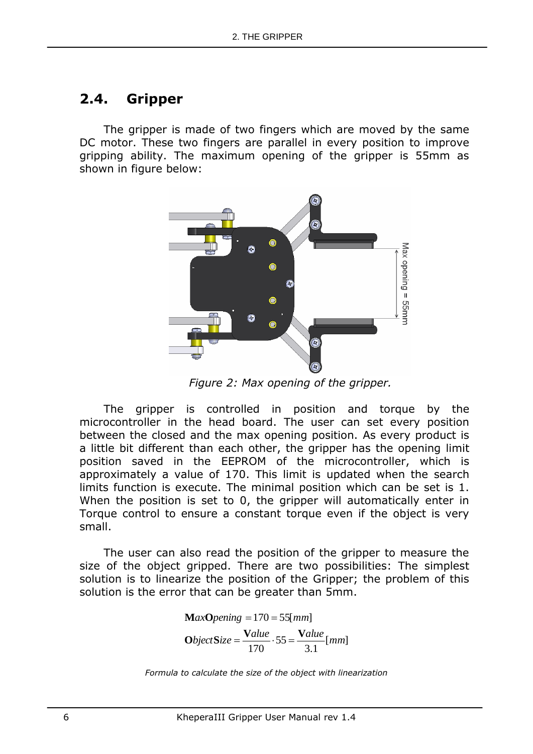## 2.4. Gripper

The gripper is made of two fingers which are moved by the same DC motor. These two fingers are parallel in every position to improve gripping ability. The maximum opening of the gripper is 55mm as shown in figure below:

*Figure 2: Max opening of the gripper.*

The gripper is controlled in position and torque by the microcontroller in the head board. The user can set every position between the closed and the max opening position. As every product is a little bit different than each other, the gripper has the opening limit position saved in the EEPROM of the microcontroller, which is approximately a value of 170. This limit is updated when the search limits function is execute. The minimal position which can be set is 1. When the position is set to 0, the gripper will automatically enter in Torque control to ensure a constant torque even if the object is very small.

The user can also read the position of the gripper to measure the size of the object gripped. There are two possibilities: The simplest solution is to linearize the position of the Gripper; the problem of this solution is the error that can be greater than 5mm.

$$\mathbf{M}ax\mathbf{O}pening = 170 = 55[mm]$$

$$\mathbf{O}bject\mathbf{S}ize = \frac{\mathbf{V}alue}{170} \cdot 55 = \frac{\mathbf{V}alue}{3.1}[mm]$$

*Formula to calculate the size of the object with linearization*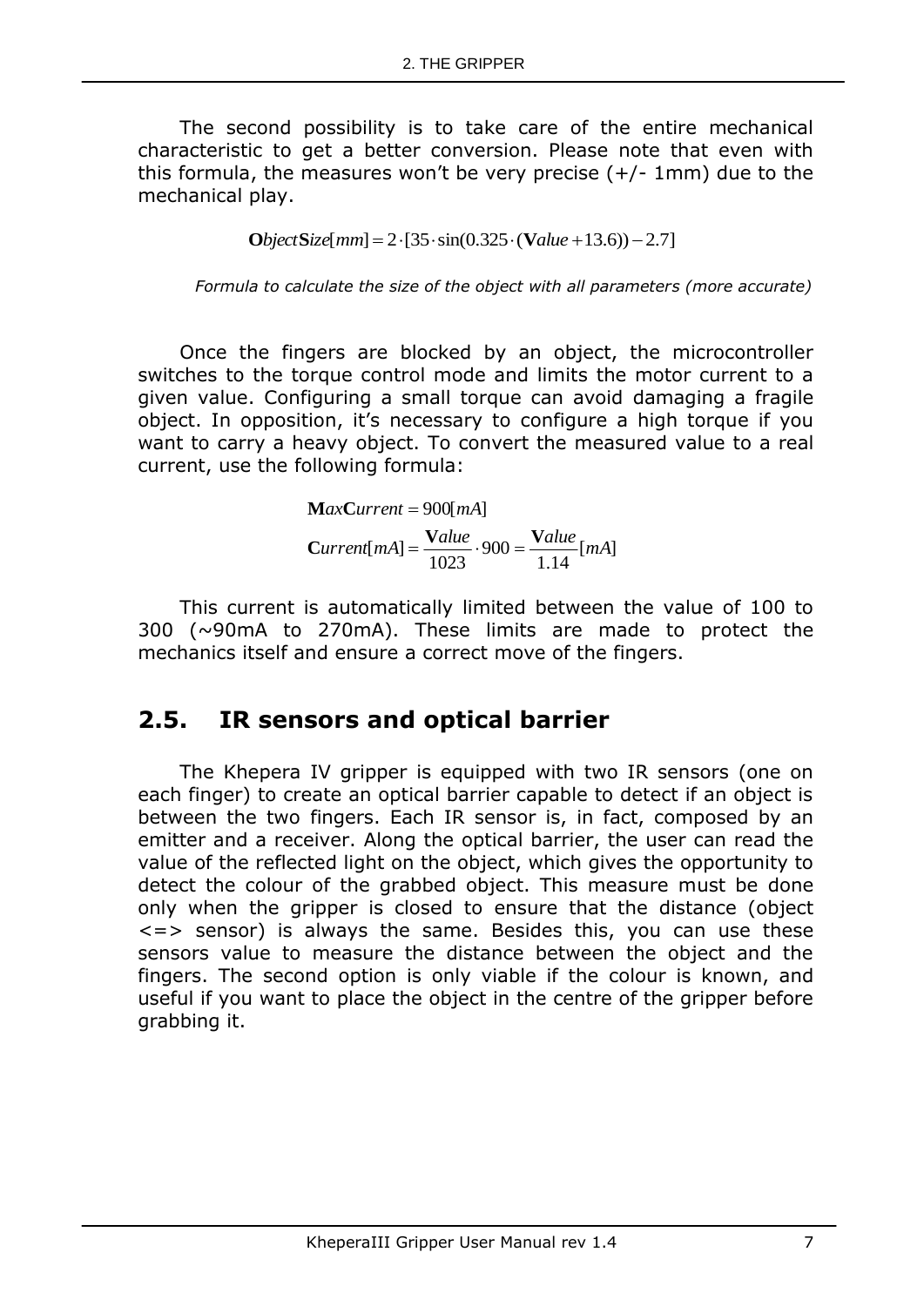The second possibility is to take care of the entire mechanical characteristic to get a better conversion. Please note that even with this formula, the measures won't be very precise (+/- 1mm) due to the mechanical play.

$$\mathbf{O}bject\mathbf{S}ize[mm] = 2 \cdot [35 \cdot \sin(0.325 \cdot (\mathbf{V}alue + 13.6)) - 2.7]$$

*Formula to calculate the size of the object with all parameters (more accurate)*

Once the fingers are blocked by an object, the microcontroller switches to the torque control mode and limits the motor current to a given value. Configuring a small torque can avoid damaging a fragile object. In opposition, it's necessary to configure a high torque if you want to carry a heavy object. To convert the measured value to a real current, use the following formula:

$$\mathbf{M}ax\mathbf{C}urrent = 900[mA]$$

$$\mathbf{C}urrent[mA] = \frac{\mathbf{V}alue}{1023} \cdot 900 = \frac{\mathbf{V}alue}{1.14}[mA]$$

This current is automatically limited between the value of 100 to 300 (~90mA to 270mA). These limits are made to protect the mechanics itself and ensure a correct move of the fingers.

## 2.5. IR sensors and optical barrier

The Khepera IV gripper is equipped with two IR sensors (one on each finger) to create an optical barrier capable to detect if an object is between the two fingers. Each IR sensor is, in fact, composed by an emitter and a receiver. Along the optical barrier, the user can read the value of the reflected light on the object, which gives the opportunity to detect the colour of the grabbed object. This measure must be done only when the gripper is closed to ensure that the distance (object <=> sensor) is always the same. Besides this, you can use these sensors value to measure the distance between the object and the fingers. The second option is only viable if the colour is known, and useful if you want to place the object in the centre of the gripper before grabbing it.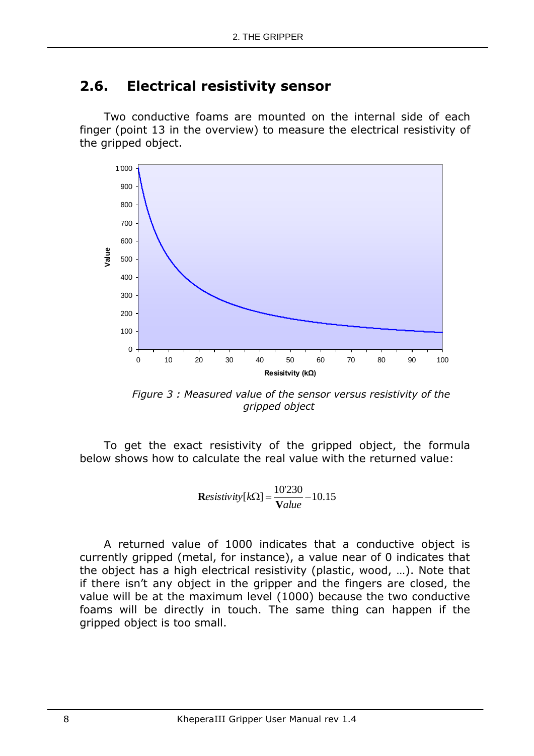## 2.6. Electrical resistivity sensor

Two conductive foams are mounted on the internal side of each finger (point 13 in the overview) to measure the electrical resistivity of the gripped object.

*Figure 3 : Measured value of the sensor versus resistivity of the gripped object*

To get the exact resistivity of the gripped object, the formula below shows how to calculate the real value with the returned value:

$$\mathbf{R}esistivity[k\Omega] = \frac{10'230}{\mathbf{V}alue} - 10.15$$

A returned value of 1000 indicates that a conductive object is currently gripped (metal, for instance), a value near of 0 indicates that the object has a high electrical resistivity (plastic, wood, …). Note that if there isn't any object in the gripper and the fingers are closed, the value will be at the maximum level (1000) because the two conductive foams will be directly in touch. The same thing can happen if the gripped object is too small.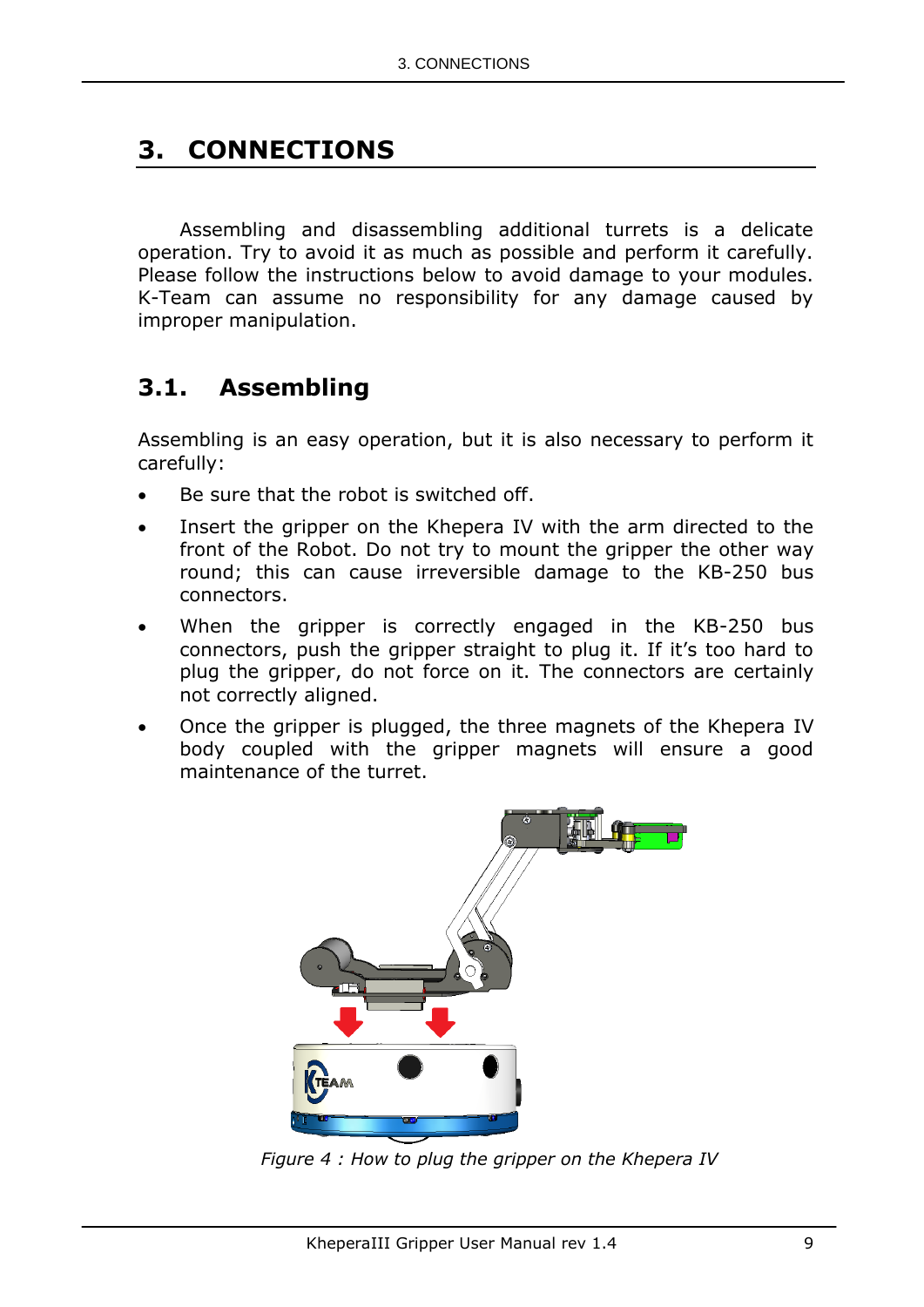# 3. CONNECTIONS

Assembling and disassembling additional turrets is a delicate operation. Try to avoid it as much as possible and perform it carefully. Please follow the instructions below to avoid damage to your modules. K-Team can assume no responsibility for any damage caused by improper manipulation.

## 3.1. Assembling

Assembling is an easy operation, but it is also necessary to perform it carefully:

- Be sure that the robot is switched off.
- Insert the gripper on the Khepera IV with the arm directed to the front of the Robot. Do not try to mount the gripper the other way round; this can cause irreversible damage to the KB-250 bus connectors.
- When the gripper is correctly engaged in the KB-250 bus connectors, push the gripper straight to plug it. If it's too hard to plug the gripper, do not force on it. The connectors are certainly not correctly aligned.
- Once the gripper is plugged, the three magnets of the Khepera IV body coupled with the gripper magnets will ensure a good maintenance of the turret.

*Figure 4 : How to plug the gripper on the Khepera IV*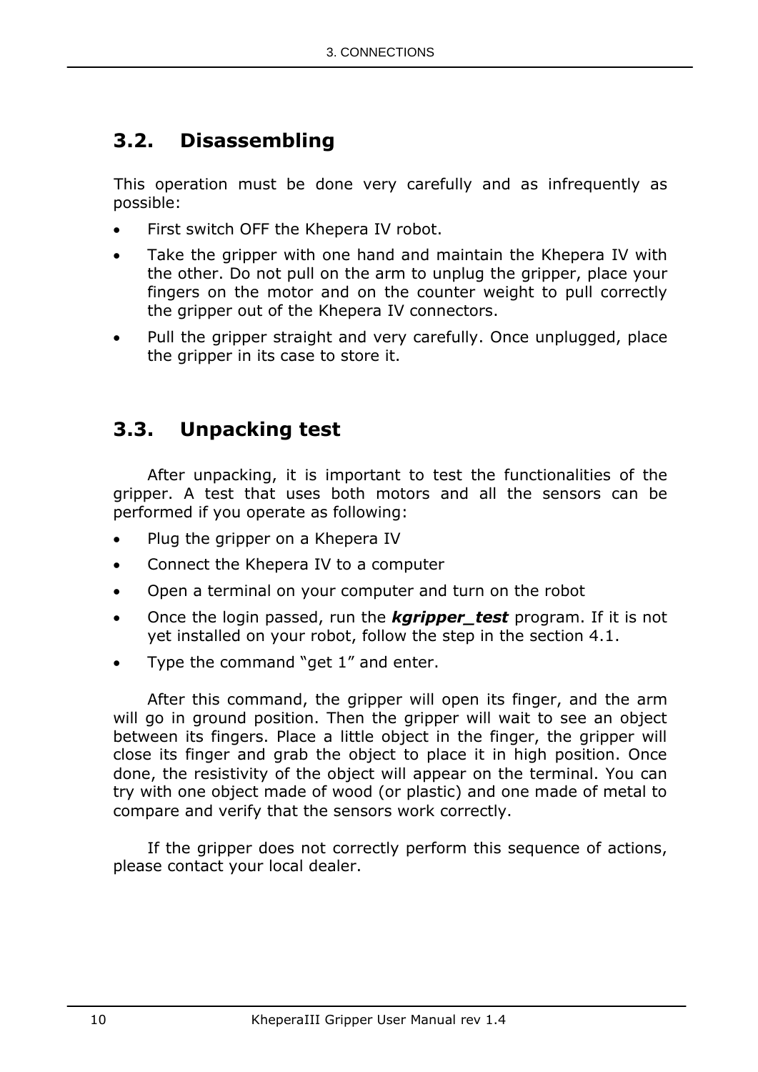## 3.2. Disassembling

This operation must be done very carefully and as infrequently as possible:

- First switch OFF the Khepera IV robot.
- Take the gripper with one hand and maintain the Khepera IV with the other. Do not pull on the arm to unplug the gripper, place your fingers on the motor and on the counter weight to pull correctly the gripper out of the Khepera IV connectors.
- Pull the gripper straight and very carefully. Once unplugged, place the gripper in its case to store it.

## 3.3. Unpacking test

After unpacking, it is important to test the functionalities of the gripper. A test that uses both motors and all the sensors can be performed if you operate as following:

- Plug the gripper on a Khepera IV
- Connect the Khepera IV to a computer
- Open a terminal on your computer and turn on the robot
- Once the login passed, run the ***kgripper_test*** program. If it is not yet installed on your robot, follow the step in the section 4.1.
- Type the command "get 1" and enter.

After this command, the gripper will open its finger, and the arm will go in ground position. Then the gripper will wait to see an object between its fingers. Place a little object in the finger, the gripper will close its finger and grab the object to place it in high position. Once done, the resistivity of the object will appear on the terminal. You can try with one object made of wood (or plastic) and one made of metal to compare and verify that the sensors work correctly.

If the gripper does not correctly perform this sequence of actions, please contact your local dealer.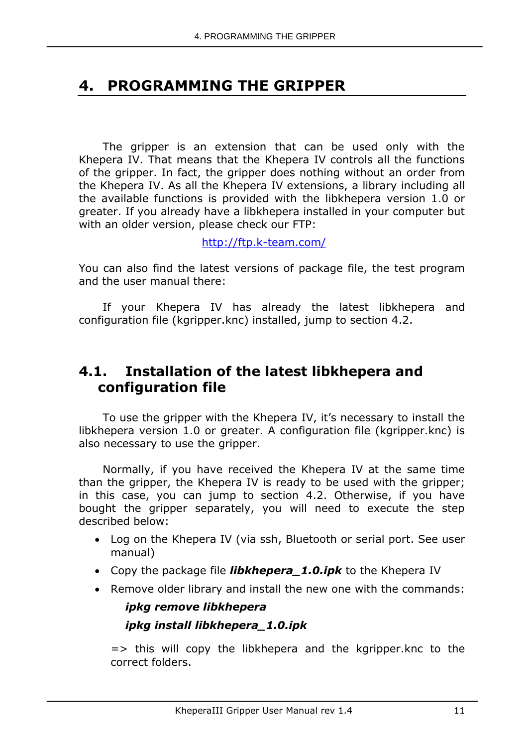# 4. PROGRAMMING THE GRIPPER

The gripper is an extension that can be used only with the Khepera IV. That means that the Khepera IV controls all the functions of the gripper. In fact, the gripper does nothing without an order from the Khepera IV. As all the Khepera IV extensions, a library including all the available functions is provided with the libkhepera version 1.0 or greater. If you already have a libkhepera installed in your computer but with an older version, please check our FTP:

http://ftp.k-team.com/

You can also find the latest versions of package file, the test program and the user manual there:

If your Khepera IV has already the latest libkhepera and configuration file (kgripper.knc) installed, jump to section 4.2.

## 4.1. Installation of the latest libkhepera and configuration file

To use the gripper with the Khepera IV, it's necessary to install the libkhepera version 1.0 or greater. A configuration file (kgripper.knc) is also necessary to use the gripper.

Normally, if you have received the Khepera IV at the same time than the gripper, the Khepera IV is ready to be used with the gripper; in this case, you can jump to section 4.2. Otherwise, if you have bought the gripper separately, you will need to execute the step described below:

- Log on the Khepera IV (via ssh, Bluetooth or serial port. See user manual)
- Copy the package file ***libkhepera_1.0.ipk*** to the Khepera IV
- Remove older library and install the new one with the commands:

  ***ipkg remove libkhepera***

  ***ipkg install libkhepera_1.0.ipk***

  => this will copy the libkhepera and the kgripper.knc to the correct folders.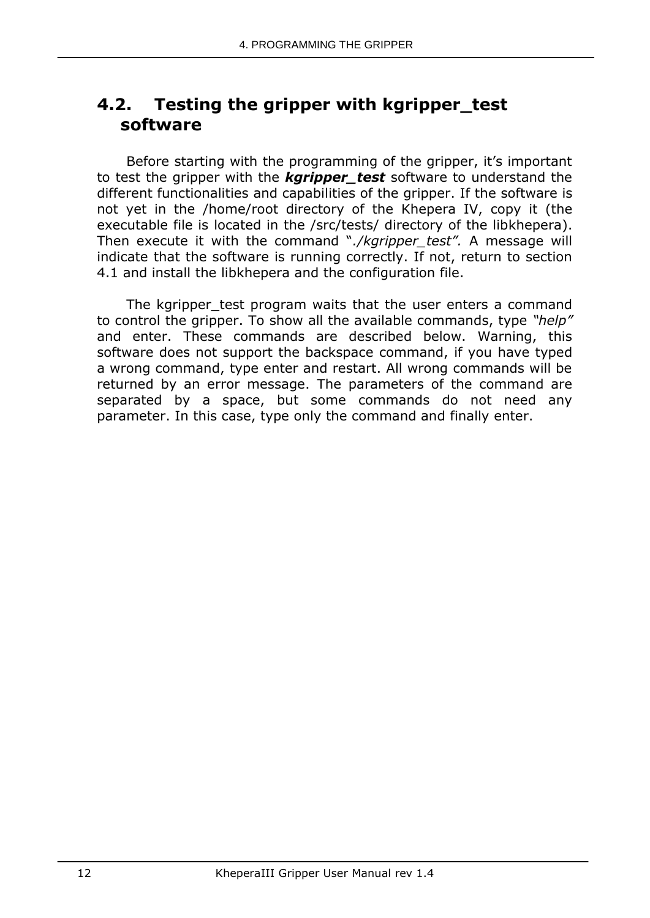## 4.2. Testing the gripper with kgripper_test software

Before starting with the programming of the gripper, it's important to test the gripper with the ***kgripper_test*** software to understand the different functionalities and capabilities of the gripper. If the software is not yet in the /home/root directory of the Khepera IV, copy it (the executable file is located in the /src/tests/ directory of the libkhepera). Then execute it with the command "*./kgripper_test".* A message will indicate that the software is running correctly. If not, return to section 4.1 and install the libkhepera and the configuration file.

The kgripper_test program waits that the user enters a command to control the gripper. To show all the available commands, type *"help"* and enter. These commands are described below. Warning, this software does not support the backspace command, if you have typed a wrong command, type enter and restart. All wrong commands will be returned by an error message. The parameters of the command are separated by a space, but some commands do not need any parameter. In this case, type only the command and finally enter.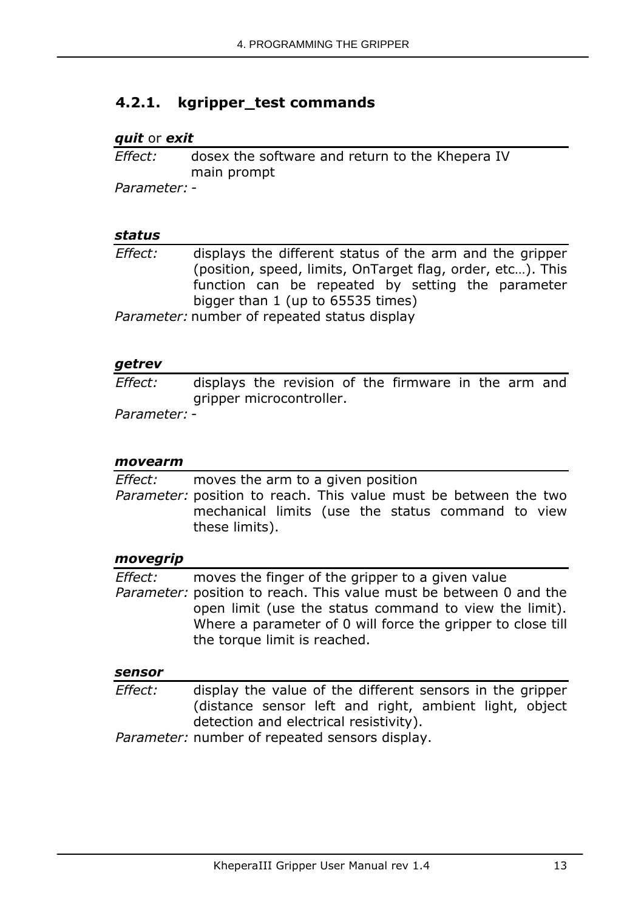### 4.2.1. kgripper_test commands

***quit*** or ***exit***

*Effect:* dosex the software and return to the Khepera IV main prompt

*Parameter:* -

***status***

*Effect:* displays the different status of the arm and the gripper (position, speed, limits, OnTarget flag, order, etc…). This function can be repeated by setting the parameter bigger than 1 (up to 65535 times)

*Parameter:* number of repeated status display

***getrev***

*Effect:* displays the revision of the firmware in the arm and gripper microcontroller.

*Parameter:* -

***movearm***

*Effect:* moves the arm to a given position

*Parameter:* position to reach. This value must be between the two mechanical limits (use the status command to view these limits).

***movegrip***

*Effect:* moves the finger of the gripper to a given value

*Parameter:* position to reach. This value must be between 0 and the open limit (use the status command to view the limit). Where a parameter of 0 will force the gripper to close till the torque limit is reached.

***sensor***

*Effect:* display the value of the different sensors in the gripper (distance sensor left and right, ambient light, object detection and electrical resistivity).

*Parameter:* number of repeated sensors display.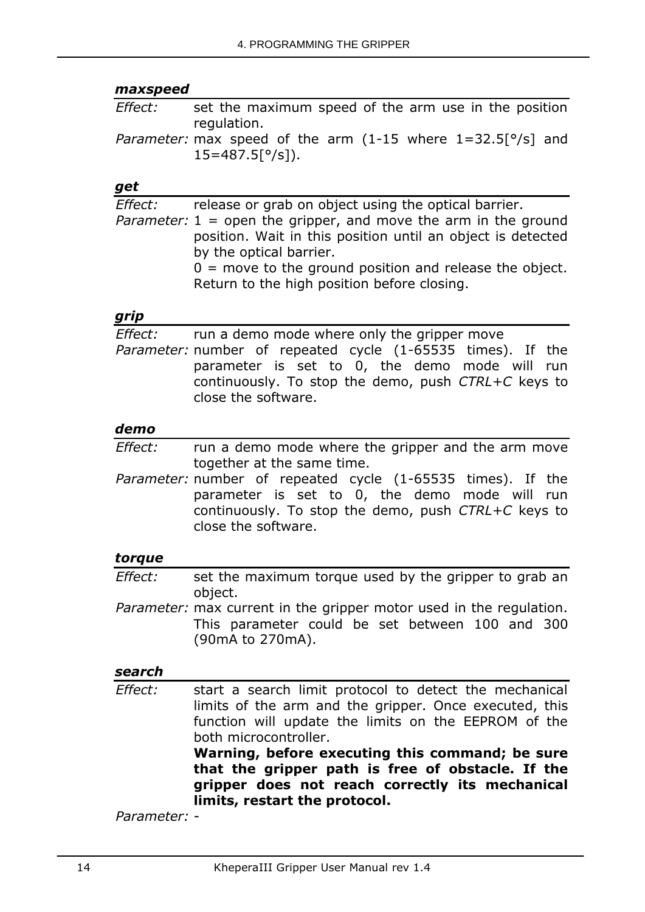***maxspeed***

*Effect:* set the maximum speed of the arm use in the position regulation.

*Parameter:* max speed of the arm (1-15 where 1=32.5[°/s] and 15=487.5[°/s]).

***get***

*Effect:* release or grab on object using the optical barrier.

*Parameter:* 1 = open the gripper, and move the arm in the ground position. Wait in this position until an object is detected by the optical barrier.
0 = move to the ground position and release the object. Return to the high position before closing.

***grip***

*Effect:* run a demo mode where only the gripper move

*Parameter:* number of repeated cycle (1-65535 times). If the parameter is set to 0, the demo mode will run continuously. To stop the demo, push *CTRL+C* keys to close the software.

***demo***

*Effect:* run a demo mode where the gripper and the arm move together at the same time.

*Parameter:* number of repeated cycle (1-65535 times). If the parameter is set to 0, the demo mode will run continuously. To stop the demo, push *CTRL+C* keys to close the software.

***torque***

*Effect:* set the maximum torque used by the gripper to grab an object.

*Parameter:* max current in the gripper motor used in the regulation. This parameter could be set between 100 and 300 (90mA to 270mA).

***search***

*Effect:* start a search limit protocol to detect the mechanical limits of the arm and the gripper. Once executed, this function will update the limits on the EEPROM of the both microcontroller.
**Warning, before executing this command; be sure that the gripper path is free of obstacle. If the gripper does not reach correctly its mechanical limits, restart the protocol.**

*Parameter:* -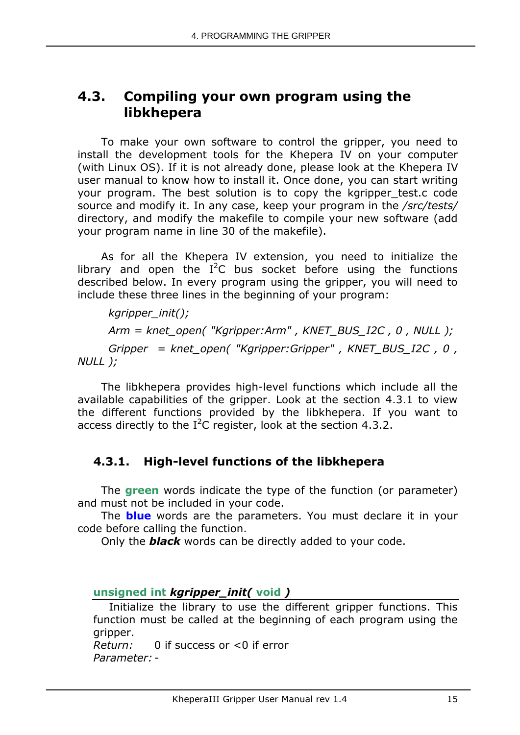## 4.3. Compiling your own program using the libkhepera

To make your own software to control the gripper, you need to install the development tools for the Khepera IV on your computer (with Linux OS). If it is not already done, please look at the Khepera IV user manual to know how to install it. Once done, you can start writing your program. The best solution is to copy the kgripper_test.c code source and modify it. In any case, keep your program in the */src/tests/* directory, and modify the makefile to compile your new software (add your program name in line 30 of the makefile).

As for all the Khepera IV extension, you need to initialize the library and open the I$^2$C bus socket before using the functions described below. In every program using the gripper, you will need to include these three lines in the beginning of your program:

*kgripper_init();*

*Arm = knet_open( "Kgripper:Arm" , KNET_BUS_I2C , 0 , NULL );*

*Gripper = knet_open( "Kgripper:Gripper" , KNET_BUS_I2C , 0 , NULL );*

The libkhepera provides high-level functions which include all the available capabilities of the gripper. Look at the section 4.3.1 to view the different functions provided by the libkhepera. If you want to access directly to the I$^2$C register, look at the section 4.3.2.

### 4.3.1. High-level functions of the libkhepera

The **green** words indicate the type of the function (or parameter) and must not be included in your code.

The **blue** words are the parameters. You must declare it in your code before calling the function.

Only the ***black*** words can be directly added to your code.

**unsigned int *kgripper_init(* void *)***

Initialize the library to use the different gripper functions. This function must be called at the beginning of each program using the gripper.

*Return:* 0 if success or <0 if error

*Parameter:* -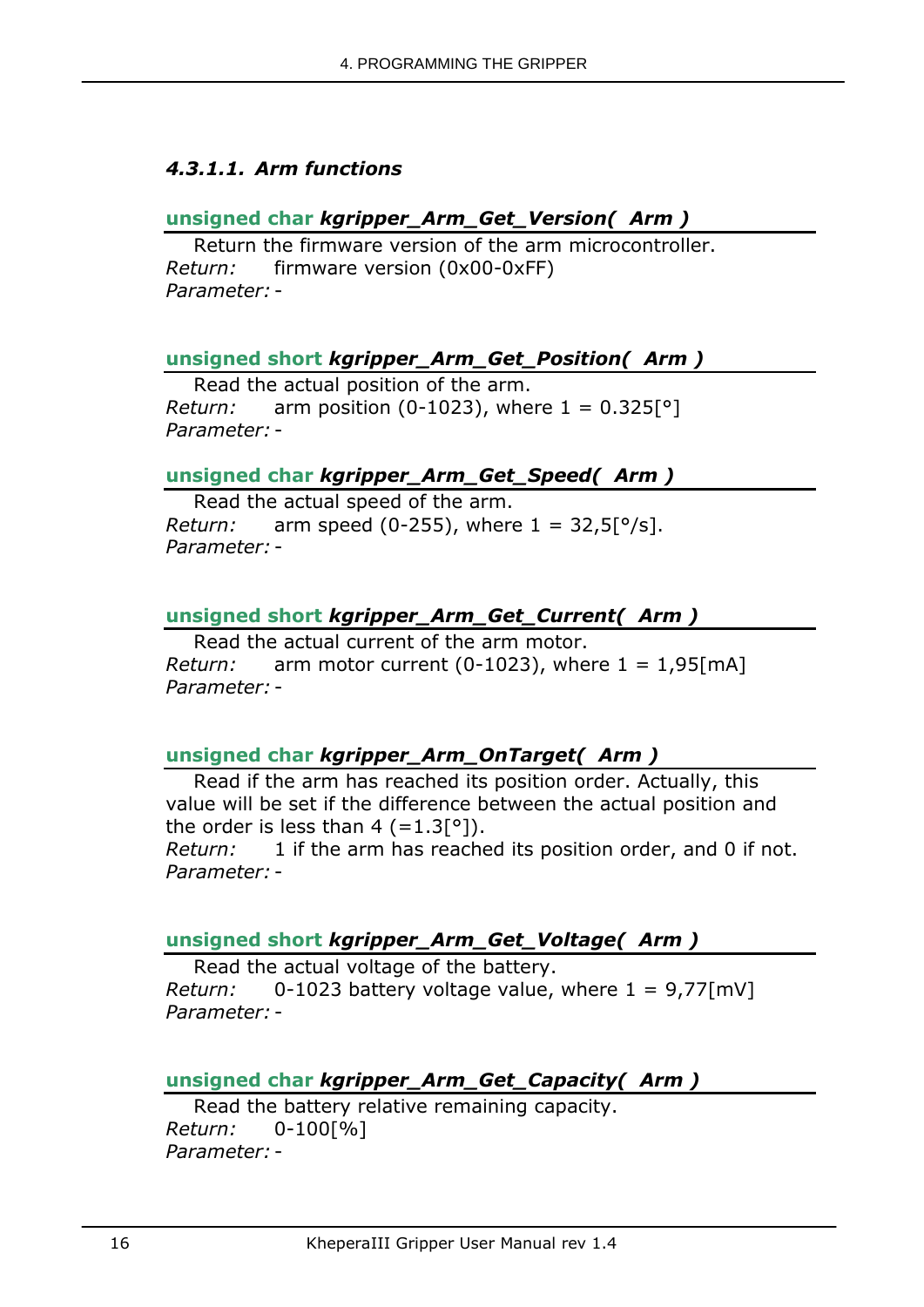#### 4.3.1.1. Arm functions

**unsigned char *kgripper_Arm_Get_Version( Arm )***

Return the firmware version of the arm microcontroller.
*Return:* firmware version (0x00-0xFF)
*Parameter:* -

**unsigned short *kgripper_Arm_Get_Position( Arm )***

Read the actual position of the arm.
*Return:* arm position (0-1023), where 1 = 0.325[°]
*Parameter:* -

**unsigned char *kgripper_Arm_Get_Speed( Arm )***

Read the actual speed of the arm.
*Return:* arm speed (0-255), where 1 = 32,5[°/s].
*Parameter:* -

**unsigned short *kgripper_Arm_Get_Current( Arm )***

Read the actual current of the arm motor.
*Return:* arm motor current (0-1023), where 1 = 1,95[mA]
*Parameter:* -

**unsigned char *kgripper_Arm_OnTarget( Arm )***

Read if the arm has reached its position order. Actually, this value will be set if the difference between the actual position and the order is less than 4 (=1.3[°]).
*Return:* 1 if the arm has reached its position order, and 0 if not.
*Parameter:* -

**unsigned short *kgripper_Arm_Get_Voltage( Arm )***

Read the actual voltage of the battery.
*Return:* 0-1023 battery voltage value, where 1 = 9,77[mV]
*Parameter:* -

**unsigned char *kgripper_Arm_Get_Capacity( Arm )***

Read the battery relative remaining capacity.
*Return:* 0-100[%]
*Parameter:* -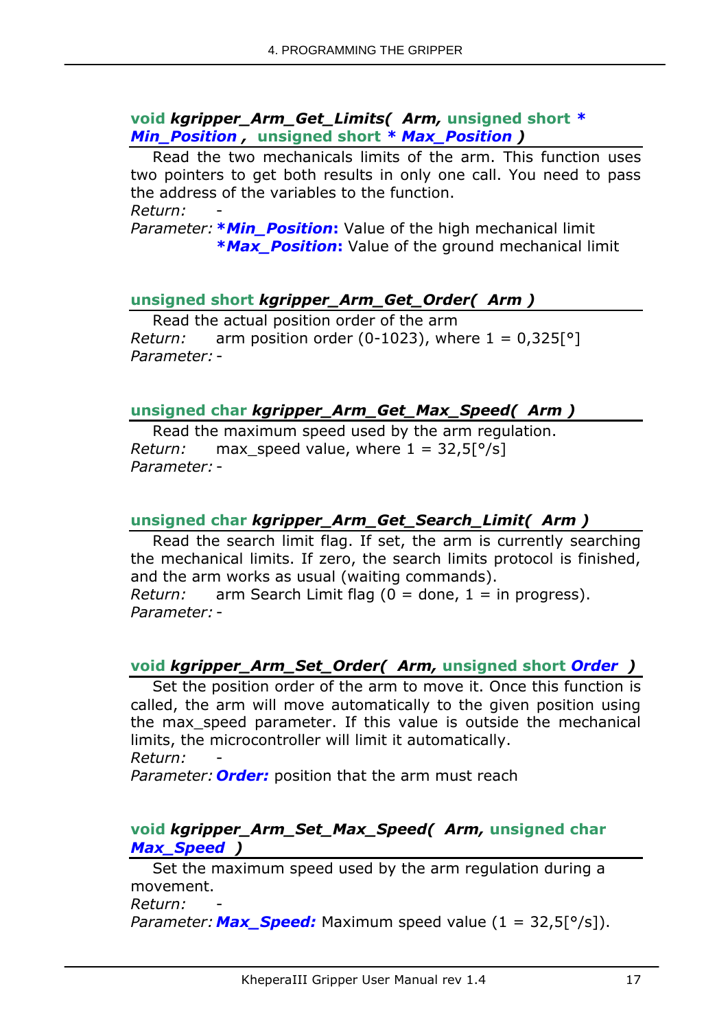### void *kgripper_Arm_Get_Limits( Arm,* unsigned short * *Min_Position* , unsigned short * *Max_Position* )

Read the two mechanicals limits of the arm. This function uses two pointers to get both results in only one call. You need to pass the address of the variables to the function.

*Return:* -

*Parameter:* ***Min_Position**: Value of the high mechanical limit
***Max_Position**: Value of the ground mechanical limit

### unsigned short *kgripper_Arm_Get_Order( Arm )*

Read the actual position order of the arm

*Return:* arm position order (0-1023), where 1 = 0,325[°]

*Parameter:* -

### unsigned char *kgripper_Arm_Get_Max_Speed( Arm )*

Read the maximum speed used by the arm regulation.

*Return:* max_speed value, where 1 = 32,5[°/s]

*Parameter:* -

### unsigned char *kgripper_Arm_Get_Search_Limit( Arm )*

Read the search limit flag. If set, the arm is currently searching the mechanical limits. If zero, the search limits protocol is finished, and the arm works as usual (waiting commands).

*Return:* arm Search Limit flag (0 = done, 1 = in progress).

*Parameter:* -

### void *kgripper_Arm_Set_Order( Arm,* unsigned short *Order* )

Set the position order of the arm to move it. Once this function is called, the arm will move automatically to the given position using the max_speed parameter. If this value is outside the mechanical limits, the microcontroller will limit it automatically.

*Return:* -

*Parameter:* ***Order:*** position that the arm must reach

### void *kgripper_Arm_Set_Max_Speed( Arm,* unsigned char *Max_Speed* )

Set the maximum speed used by the arm regulation during a movement.

*Return:* -

*Parameter:* ***Max_Speed:*** Maximum speed value (1 = 32,5[°/s]).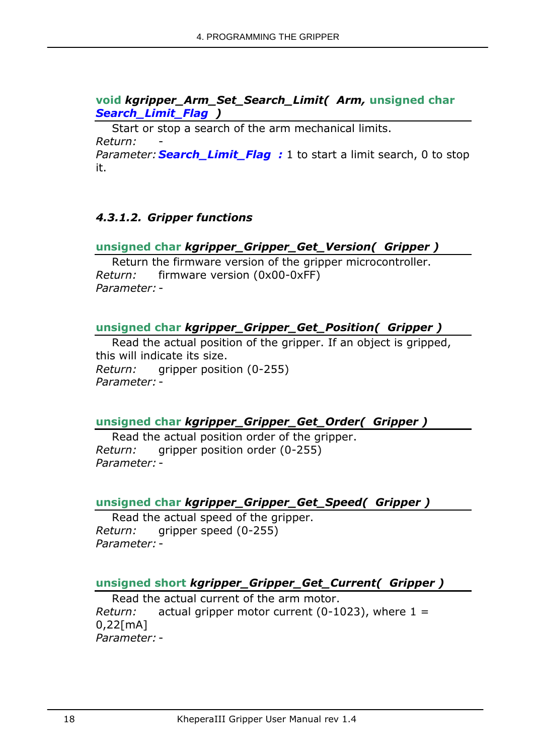**void** ***kgripper_Arm_Set_Search_Limit( Arm,*** **unsigned char** ***Search_Limit_Flag )***

Start or stop a search of the arm mechanical limits.

*Return:* -

*Parameter:* ***Search_Limit_Flag :*** 1 to start a limit search, 0 to stop it.

#### *4.3.1.2. Gripper functions*

**unsigned char** ***kgripper_Gripper_Get_Version( Gripper )***

Return the firmware version of the gripper microcontroller.

*Return:* firmware version (0x00-0xFF)

*Parameter:* -

**unsigned char** ***kgripper_Gripper_Get_Position( Gripper )***

Read the actual position of the gripper. If an object is gripped, this will indicate its size.

*Return:* gripper position (0-255)

*Parameter:* -

**unsigned char** ***kgripper_Gripper_Get_Order( Gripper )***

Read the actual position order of the gripper.

*Return:* gripper position order (0-255)

*Parameter:* -

**unsigned char** ***kgripper_Gripper_Get_Speed( Gripper )***

Read the actual speed of the gripper.

*Return:* gripper speed (0-255)

*Parameter:* -

**unsigned short** ***kgripper_Gripper_Get_Current( Gripper )***

Read the actual current of the arm motor.

*Return:* actual gripper motor current (0-1023), where 1 = 0,22[mA]

*Parameter:* -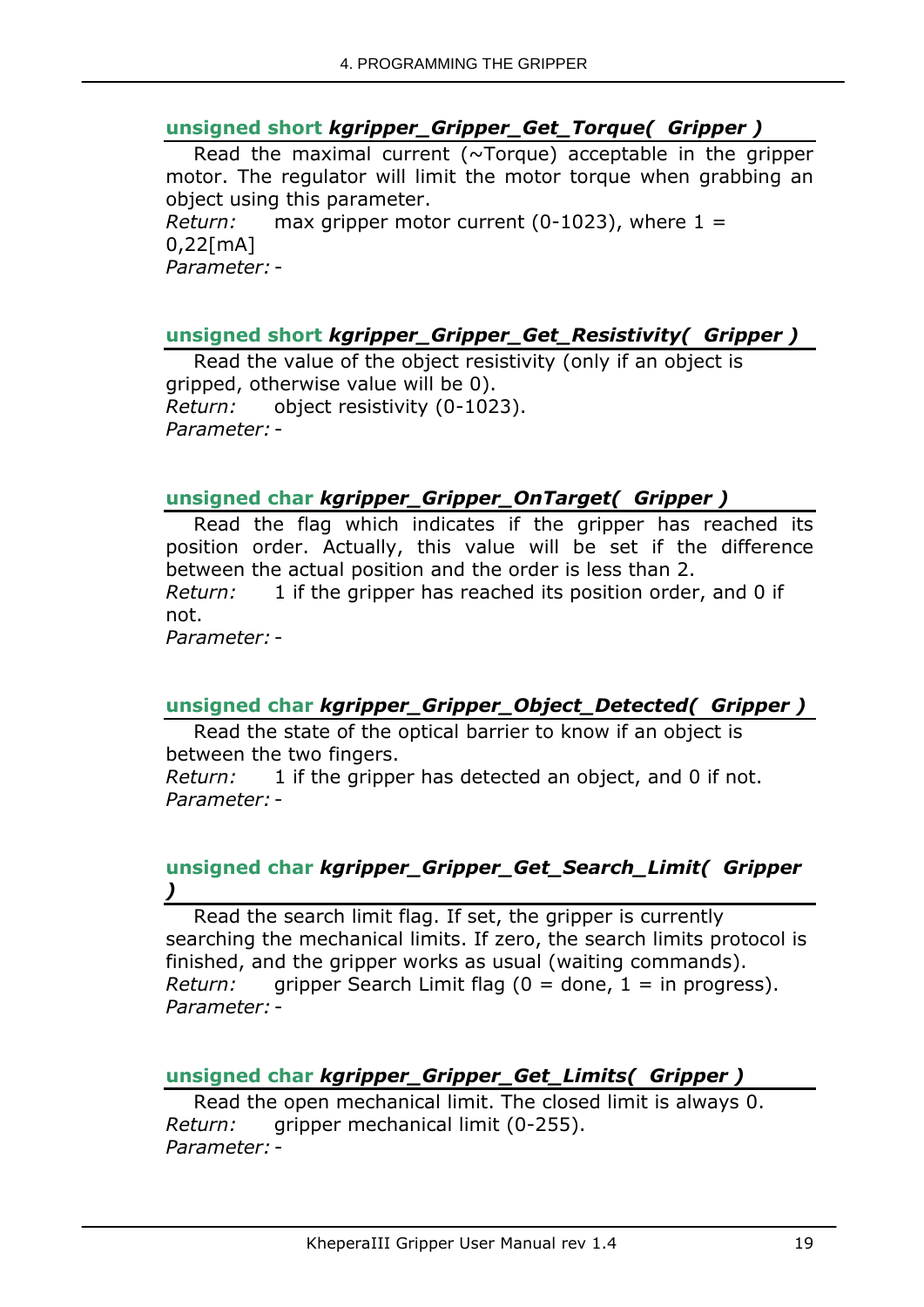#### **unsigned short** ***kgripper_Gripper_Get_Torque( Gripper )***

Read the maximal current (~Torque) acceptable in the gripper motor. The regulator will limit the motor torque when grabbing an object using this parameter.
*Return:* max gripper motor current (0-1023), where 1 = 0,22[mA]
*Parameter:* -

#### **unsigned short** ***kgripper_Gripper_Get_Resistivity( Gripper )***

Read the value of the object resistivity (only if an object is gripped, otherwise value will be 0).
*Return:* object resistivity (0-1023).
*Parameter:* -

#### **unsigned char** ***kgripper_Gripper_OnTarget( Gripper )***

Read the flag which indicates if the gripper has reached its position order. Actually, this value will be set if the difference between the actual position and the order is less than 2.
*Return:* 1 if the gripper has reached its position order, and 0 if not.
*Parameter:* -

#### **unsigned char** ***kgripper_Gripper_Object_Detected( Gripper )***

Read the state of the optical barrier to know if an object is between the two fingers.
*Return:* 1 if the gripper has detected an object, and 0 if not.
*Parameter:* -

#### **unsigned char** ***kgripper_Gripper_Get_Search_Limit( Gripper )***

Read the search limit flag. If set, the gripper is currently searching the mechanical limits. If zero, the search limits protocol is finished, and the gripper works as usual (waiting commands).
*Return:* gripper Search Limit flag (0 = done, 1 = in progress).
*Parameter:* -

#### **unsigned char** ***kgripper_Gripper_Get_Limits( Gripper )***

Read the open mechanical limit. The closed limit is always 0.
*Return:* gripper mechanical limit (0-255).
*Parameter:* -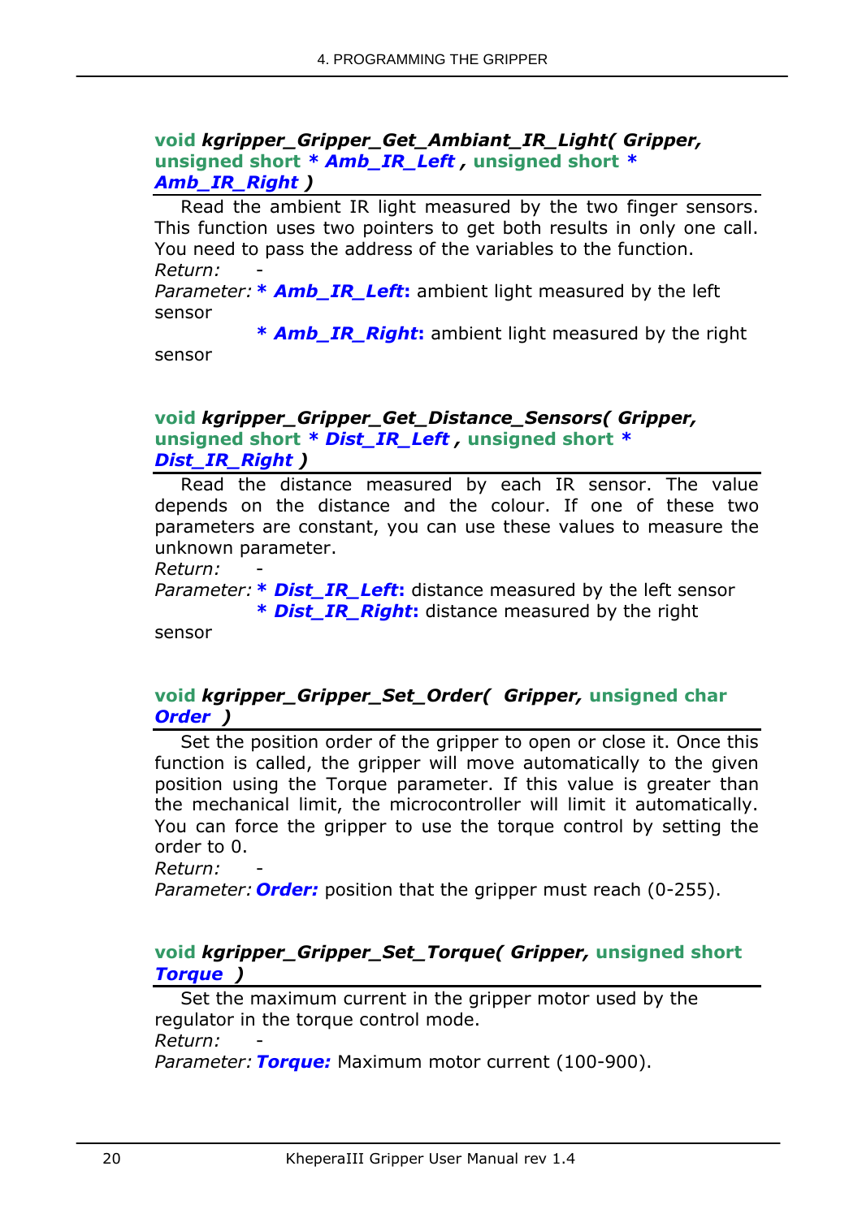**void** ***kgripper_Gripper_Get_Ambiant_IR_Light( Gripper,*** **unsigned short** ***\* Amb_IR_Left , *****unsigned short** ***\* Amb_IR_Right )***

Read the ambient IR light measured by the two finger sensors. This function uses two pointers to get both results in only one call. You need to pass the address of the variables to the function.

*Return:* -

*Parameter:* ***\* Amb_IR_Left*****:** ambient light measured by the left sensor

***\* Amb_IR_Right*****:** ambient light measured by the right sensor

**void** ***kgripper_Gripper_Get_Distance_Sensors( Gripper,*** **unsigned short** ***\* Dist_IR_Left , *****unsigned short** ***\* Dist_IR_Right )***

Read the distance measured by each IR sensor. The value depends on the distance and the colour. If one of these two parameters are constant, you can use these values to measure the unknown parameter.

*Return:* -

*Parameter:* ***\* Dist_IR_Left*****:** distance measured by the left sensor

***\* Dist_IR_Right*****:** distance measured by the right sensor

**void** ***kgripper_Gripper_Set_Order( Gripper,*** **unsigned char** ***Order )***

Set the position order of the gripper to open or close it. Once this function is called, the gripper will move automatically to the given position using the Torque parameter. If this value is greater than the mechanical limit, the microcontroller will limit it automatically. You can force the gripper to use the torque control by setting the order to 0.

*Return:* -

*Parameter:* ***Order:*** position that the gripper must reach (0-255).

**void** ***kgripper_Gripper_Set_Torque( Gripper,*** **unsigned short** ***Torque )***

Set the maximum current in the gripper motor used by the regulator in the torque control mode.

*Return:* -

*Parameter:* ***Torque:*** Maximum motor current (100-900).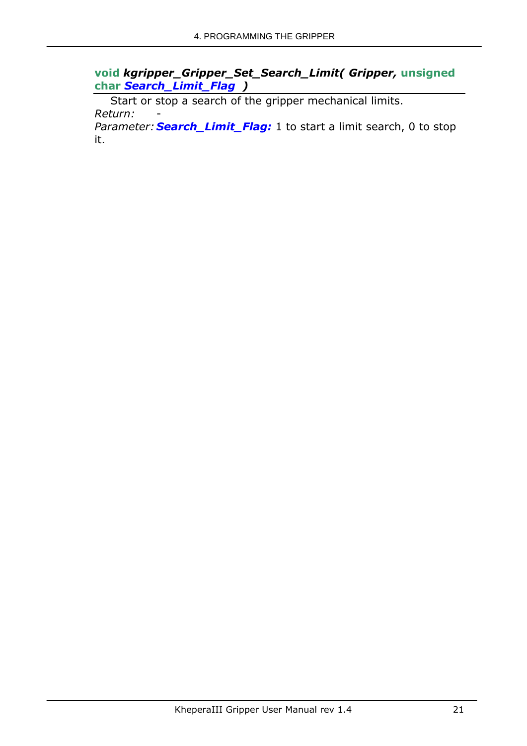**void *kgripper_Gripper_Set_Search_Limit( Gripper,* unsigned char *Search_Limit_Flag )***

Start or stop a search of the gripper mechanical limits.

*Return:* -

*Parameter:* ***Search_Limit_Flag:*** 1 to start a limit search, 0 to stop it.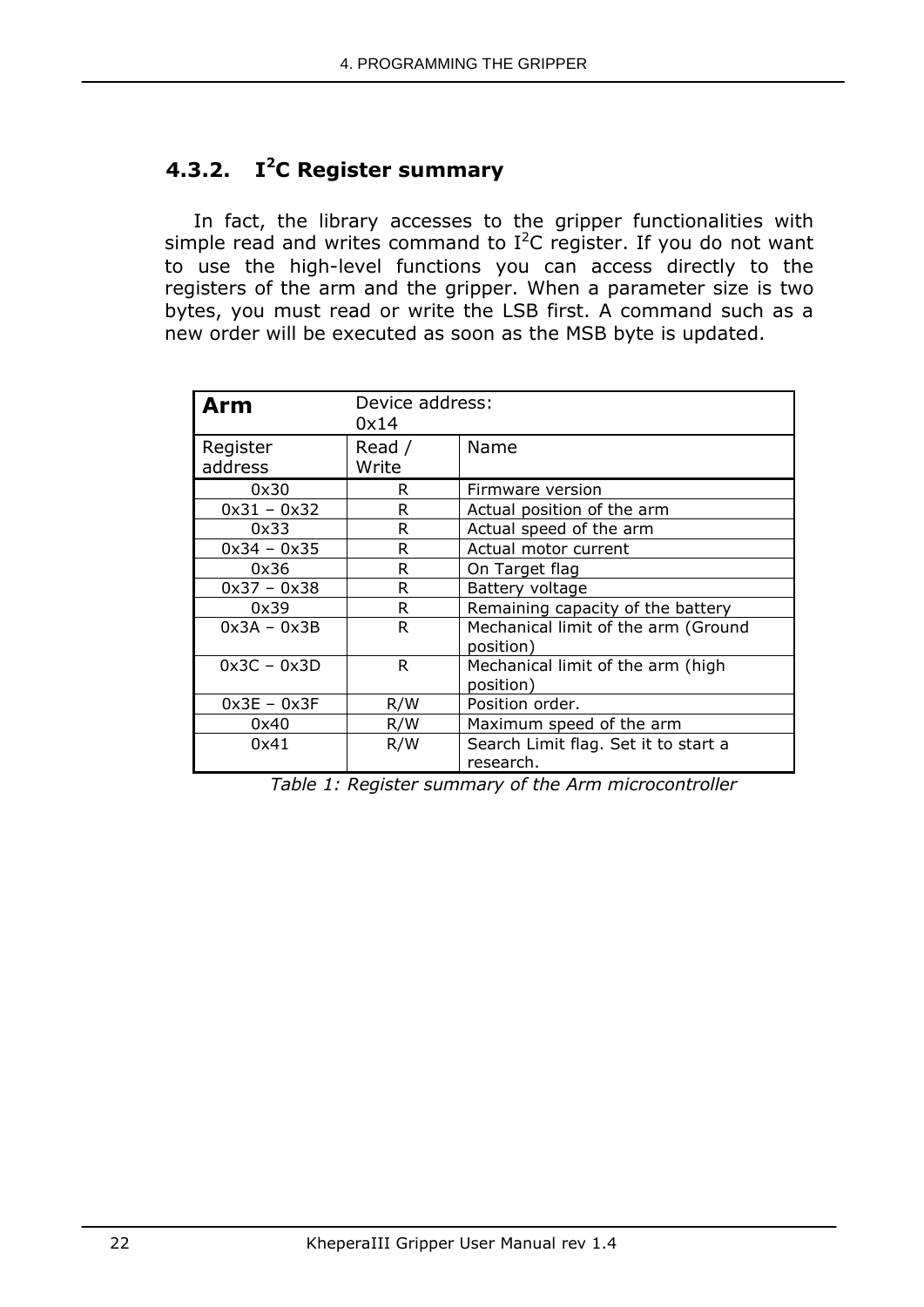### 4.3.2. I²C Register summary

In fact, the library accesses to the gripper functionalities with simple read and writes command to I²C register. If you do not want to use the high-level functions you can access directly to the registers of the arm and the gripper. When a parameter size is two bytes, you must read or write the LSB first. A command such as a new order will be executed as soon as the MSB byte is updated.

| **Arm** | Device address: 0x14 | |
|---|---|---|
| Register address | Read / Write | Name |
| 0x30 | R | Firmware version |
| 0x31 – 0x32 | R | Actual position of the arm |
| 0x33 | R | Actual speed of the arm |
| 0x34 – 0x35 | R | Actual motor current |
| 0x36 | R | On Target flag |
| 0x37 – 0x38 | R | Battery voltage |
| 0x39 | R | Remaining capacity of the battery |
| 0x3A – 0x3B | R | Mechanical limit of the arm (Ground position) |
| 0x3C – 0x3D | R | Mechanical limit of the arm (high position) |
| 0x3E – 0x3F | R/W | Position order. |
| 0x40 | R/W | Maximum speed of the arm |
| 0x41 | R/W | Search Limit flag. Set it to start a research. |

*Table 1: Register summary of the Arm microcontroller*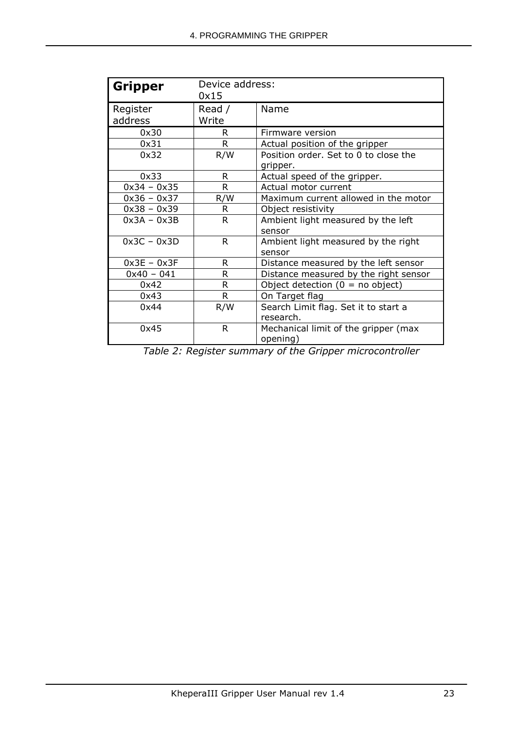| **Gripper** | Device address: 0x15 | |
|---|---|---|
| Register address | Read / Write | Name |
| 0x30 | R | Firmware version |
| 0x31 | R | Actual position of the gripper |
| 0x32 | R/W | Position order. Set to 0 to close the gripper. |
| 0x33 | R | Actual speed of the gripper. |
| 0x34 – 0x35 | R | Actual motor current |
| 0x36 – 0x37 | R/W | Maximum current allowed in the motor |
| 0x38 – 0x39 | R | Object resistivity |
| 0x3A – 0x3B | R | Ambient light measured by the left sensor |
| 0x3C – 0x3D | R | Ambient light measured by the right sensor |
| 0x3E – 0x3F | R | Distance measured by the left sensor |
| 0x40 – 041 | R | Distance measured by the right sensor |
| 0x42 | R | Object detection (0 = no object) |
| 0x43 | R | On Target flag |
| 0x44 | R/W | Search Limit flag. Set it to start a research. |
| 0x45 | R | Mechanical limit of the gripper (max opening) |

*Table 2: Register summary of the Gripper microcontroller*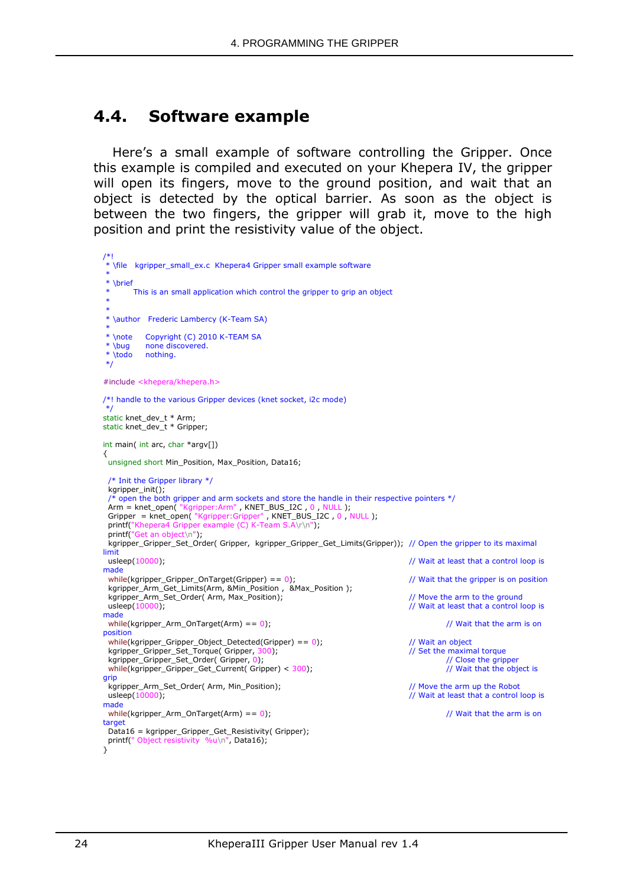## 4.4. Software example

Here's a small example of software controlling the Gripper. Once this example is compiled and executed on your Khepera IV, the gripper will open its fingers, move to the ground position, and wait that an object is detected by the optical barrier. As soon as the object is between the two fingers, the gripper will grab it, move to the high position and print the resistivity value of the object.

```
/*!
 * \file   kgripper_small_ex.c  Khepera4 Gripper small example software
 *
 * \brief
 *        This is an small application which control the gripper to grip an object
 *
 *
 * \author   Frederic Lambercy (K-Team SA)
 *
 * \note     Copyright (C) 2010 K-TEAM SA
 * \bug      none discovered.
 * \todo     nothing.
 */

#include <khepera/khepera.h>

/*! handle to the various Gripper devices (knet socket, i2c mode)
 */
static knet_dev_t * Arm;
static knet_dev_t * Gripper;

int main( int arc, char *argv[])
{
 unsigned short Min_Position, Max_Position, Data16;

 /* Init the Gripper library */
 kgripper_init();
 /* open the both gripper and arm sockets and store the handle in their respective pointers */
 Arm = knet_open( "Kgripper:Arm" , KNET_BUS_I2C , 0 , NULL );
 Gripper  = knet_open( "Kgripper:Gripper" , KNET_BUS_I2C , 0 , NULL );
 printf("Khepera4 Gripper example (C) K-Team S.A\r\n");
 printf("Get an object\n");
 kgripper_Gripper_Set_Order( Gripper,  kgripper_Gripper_Get_Limits(Gripper));  // Open the gripper to its maximal limit
 usleep(10000);                                                                // Wait at least that a control loop is made
 while(kgripper_Gripper_OnTarget(Gripper) == 0);                               // Wait that the gripper is on position
 kgripper_Arm_Get_Limits(Arm, &Min_Position ,  &Max_Position );
 kgripper_Arm_Set_Order( Arm, Max_Position);                                   // Move the arm to the ground
 usleep(10000);                                                                // Wait at least that a control loop is made
 while(kgripper_Arm_OnTarget(Arm) == 0);                                       // Wait that the arm is on position
 while(kgripper_Gripper_Object_Detected(Gripper) == 0);                        // Wait an object
 kgripper_Gripper_Set_Torque( Gripper, 300);                                   // Set the maximal torque
 kgripper_Gripper_Set_Order( Gripper, 0);                                      // Close the gripper
 while(kgripper_Gripper_Get_Current( Gripper) < 300);                          // Wait that the object is grip
 kgripper_Arm_Set_Order( Arm, Min_Position);                                   // Move the arm up the Robot
 usleep(10000);                                                                // Wait at least that a control loop is made
 while(kgripper_Arm_OnTarget(Arm) == 0);                                       // Wait that the arm is on target
 Data16 = kgripper_Gripper_Get_Resistivity( Gripper);
 printf(" Object resistivity  %u\n", Data16);
}
```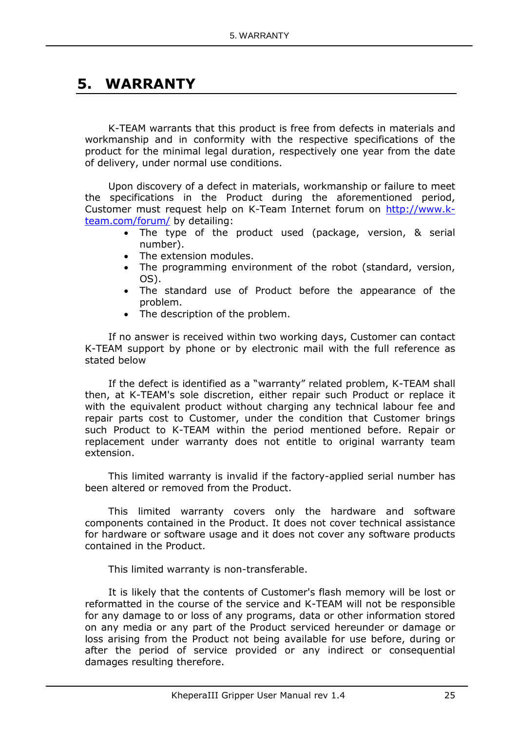# 5. WARRANTY

K-TEAM warrants that this product is free from defects in materials and workmanship and in conformity with the respective specifications of the product for the minimal legal duration, respectively one year from the date of delivery, under normal use conditions.

Upon discovery of a defect in materials, workmanship or failure to meet the specifications in the Product during the aforementioned period, Customer must request help on K-Team Internet forum on [http://www.k-team.com/forum/](http://www.k-team.com/forum/) by detailing:

- The type of the product used (package, version, & serial number).
- The extension modules.
- The programming environment of the robot (standard, version, OS).
- The standard use of Product before the appearance of the problem.
- The description of the problem.

If no answer is received within two working days, Customer can contact K-TEAM support by phone or by electronic mail with the full reference as stated below

If the defect is identified as a "warranty" related problem, K-TEAM shall then, at K-TEAM's sole discretion, either repair such Product or replace it with the equivalent product without charging any technical labour fee and repair parts cost to Customer, under the condition that Customer brings such Product to K-TEAM within the period mentioned before. Repair or replacement under warranty does not entitle to original warranty team extension.

This limited warranty is invalid if the factory-applied serial number has been altered or removed from the Product.

This limited warranty covers only the hardware and software components contained in the Product. It does not cover technical assistance for hardware or software usage and it does not cover any software products contained in the Product.

This limited warranty is non-transferable.

It is likely that the contents of Customer's flash memory will be lost or reformatted in the course of the service and K-TEAM will not be responsible for any damage to or loss of any programs, data or other information stored on any media or any part of the Product serviced hereunder or damage or loss arising from the Product not being available for use before, during or after the period of service provided or any indirect or consequential damages resulting therefore.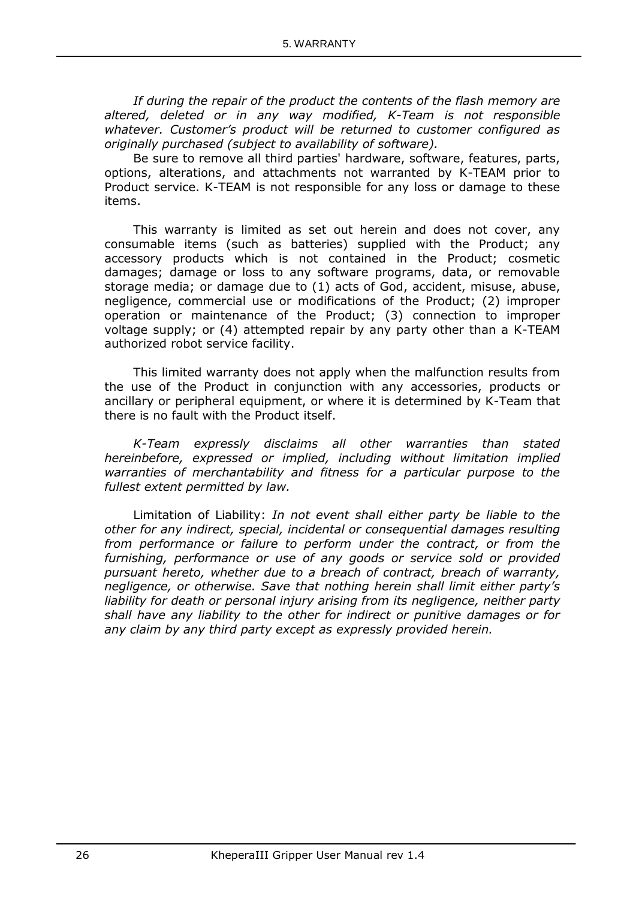*If during the repair of the product the contents of the flash memory are altered, deleted or in any way modified, K-Team is not responsible whatever. Customer's product will be returned to customer configured as originally purchased (subject to availability of software).*

Be sure to remove all third parties' hardware, software, features, parts, options, alterations, and attachments not warranted by K-TEAM prior to Product service. K-TEAM is not responsible for any loss or damage to these items.

This warranty is limited as set out herein and does not cover, any consumable items (such as batteries) supplied with the Product; any accessory products which is not contained in the Product; cosmetic damages; damage or loss to any software programs, data, or removable storage media; or damage due to (1) acts of God, accident, misuse, abuse, negligence, commercial use or modifications of the Product; (2) improper operation or maintenance of the Product; (3) connection to improper voltage supply; or (4) attempted repair by any party other than a K-TEAM authorized robot service facility.

This limited warranty does not apply when the malfunction results from the use of the Product in conjunction with any accessories, products or ancillary or peripheral equipment, or where it is determined by K-Team that there is no fault with the Product itself.

*K-Team expressly disclaims all other warranties than stated hereinbefore, expressed or implied, including without limitation implied warranties of merchantability and fitness for a particular purpose to the fullest extent permitted by law.*

Limitation of Liability: *In not event shall either party be liable to the other for any indirect, special, incidental or consequential damages resulting from performance or failure to perform under the contract, or from the furnishing, performance or use of any goods or service sold or provided pursuant hereto, whether due to a breach of contract, breach of warranty, negligence, or otherwise. Save that nothing herein shall limit either party's liability for death or personal injury arising from its negligence, neither party shall have any liability to the other for indirect or punitive damages or for any claim by any third party except as expressly provided herein.*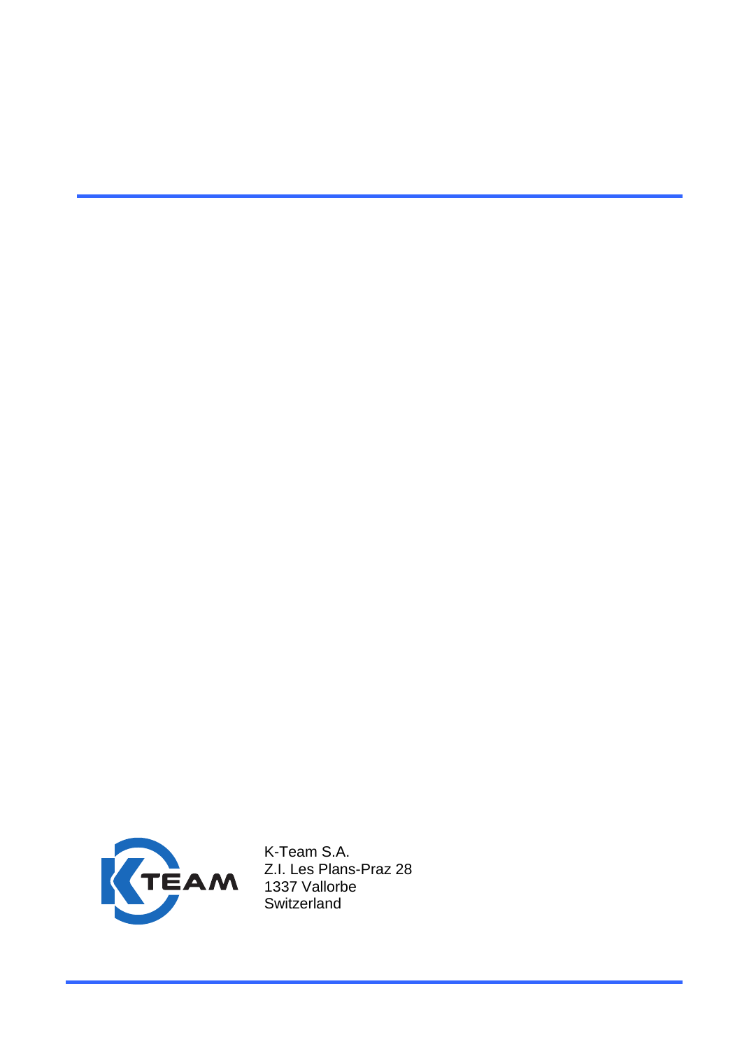K-Team S.A.
Z.I. Les Plans-Praz 28
1337 Vallorbe
Switzerland